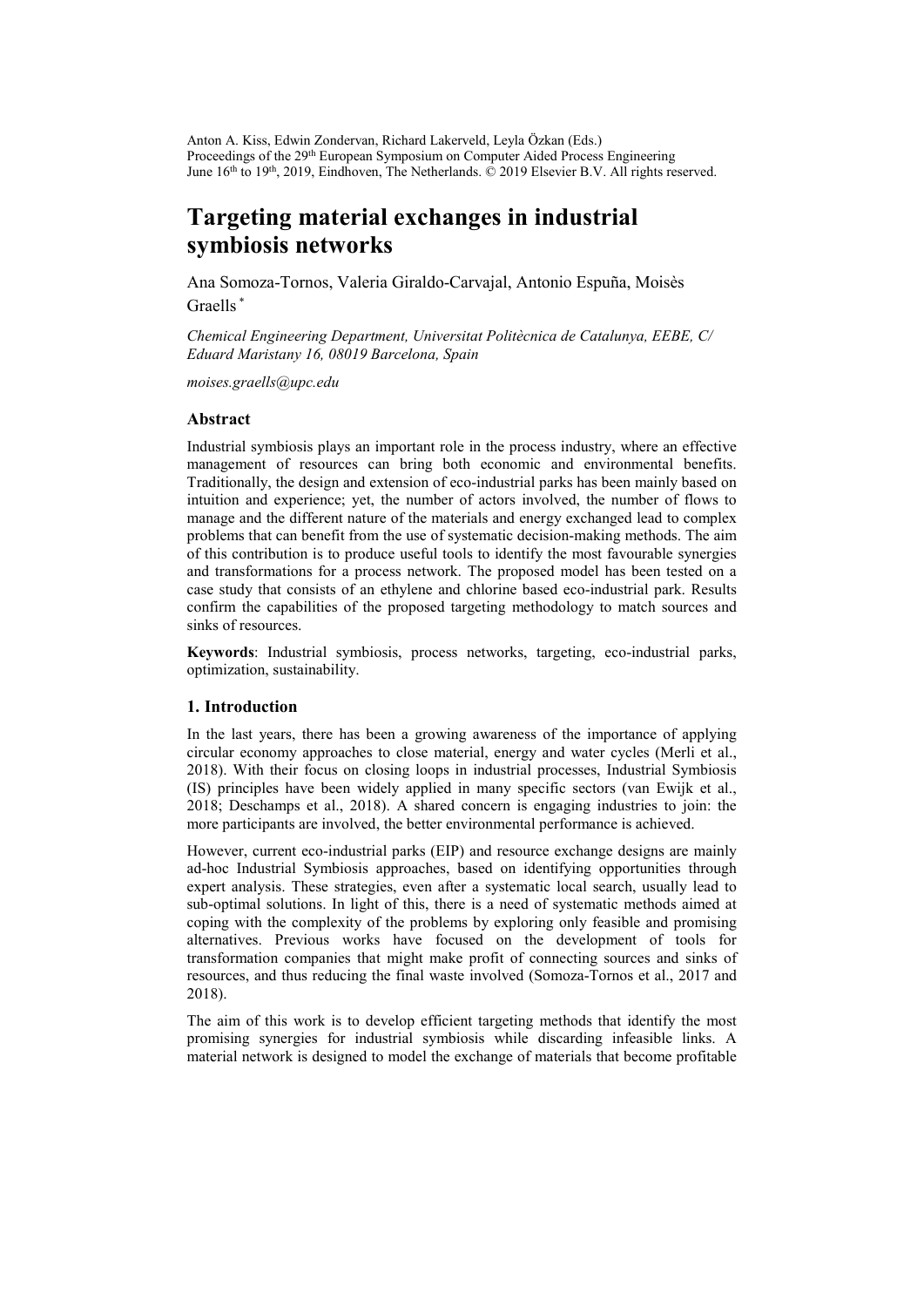Anton A. Kiss, Edwin Zondervan, Richard Lakerveld, Leyla Özkan (Eds.)
Proceedings of the 29th European Symposium on Computer Aided Process Engineering
June 16th to 19th, 2019, Eindhoven, The Netherlands. © 2019 Elsevier B.V. All rights reserved.

# Targeting material exchanges in industrial symbiosis networks

Ana Somoza-Tornos, Valeria Giraldo-Carvajal, Antonio Espuña, Moisès Graells [*]

*Chemical Engineering Department, Universitat Politècnica de Catalunya, EEBE, C/ Eduard Maristany 16, 08019 Barcelona, Spain*

*moises.graells@upc.edu*

## Abstract

Industrial symbiosis plays an important role in the process industry, where an effective management of resources can bring both economic and environmental benefits. Traditionally, the design and extension of eco-industrial parks has been mainly based on intuition and experience; yet, the number of actors involved, the number of flows to manage and the different nature of the materials and energy exchanged lead to complex problems that can benefit from the use of systematic decision-making methods. The aim of this contribution is to produce useful tools to identify the most favourable synergies and transformations for a process network. The proposed model has been tested on a case study that consists of an ethylene and chlorine based eco-industrial park. Results confirm the capabilities of the proposed targeting methodology to match sources and sinks of resources.

**Keywords**: Industrial symbiosis, process networks, targeting, eco-industrial parks, optimization, sustainability.

## 1. Introduction

In the last years, there has been a growing awareness of the importance of applying circular economy approaches to close material, energy and water cycles (Merli et al., 2018). With their focus on closing loops in industrial processes, Industrial Symbiosis (IS) principles have been widely applied in many specific sectors (van Ewijk et al., 2018; Deschamps et al., 2018). A shared concern is engaging industries to join: the more participants are involved, the better environmental performance is achieved.

However, current eco-industrial parks (EIP) and resource exchange designs are mainly ad-hoc Industrial Symbiosis approaches, based on identifying opportunities through expert analysis. These strategies, even after a systematic local search, usually lead to sub-optimal solutions. In light of this, there is a need of systematic methods aimed at coping with the complexity of the problems by exploring only feasible and promising alternatives. Previous works have focused on the development of tools for transformation companies that might make profit of connecting sources and sinks of resources, and thus reducing the final waste involved (Somoza-Tornos et al., 2017 and 2018).

The aim of this work is to develop efficient targeting methods that identify the most promising synergies for industrial symbiosis while discarding infeasible links. A material network is designed to model the exchange of materials that become profitable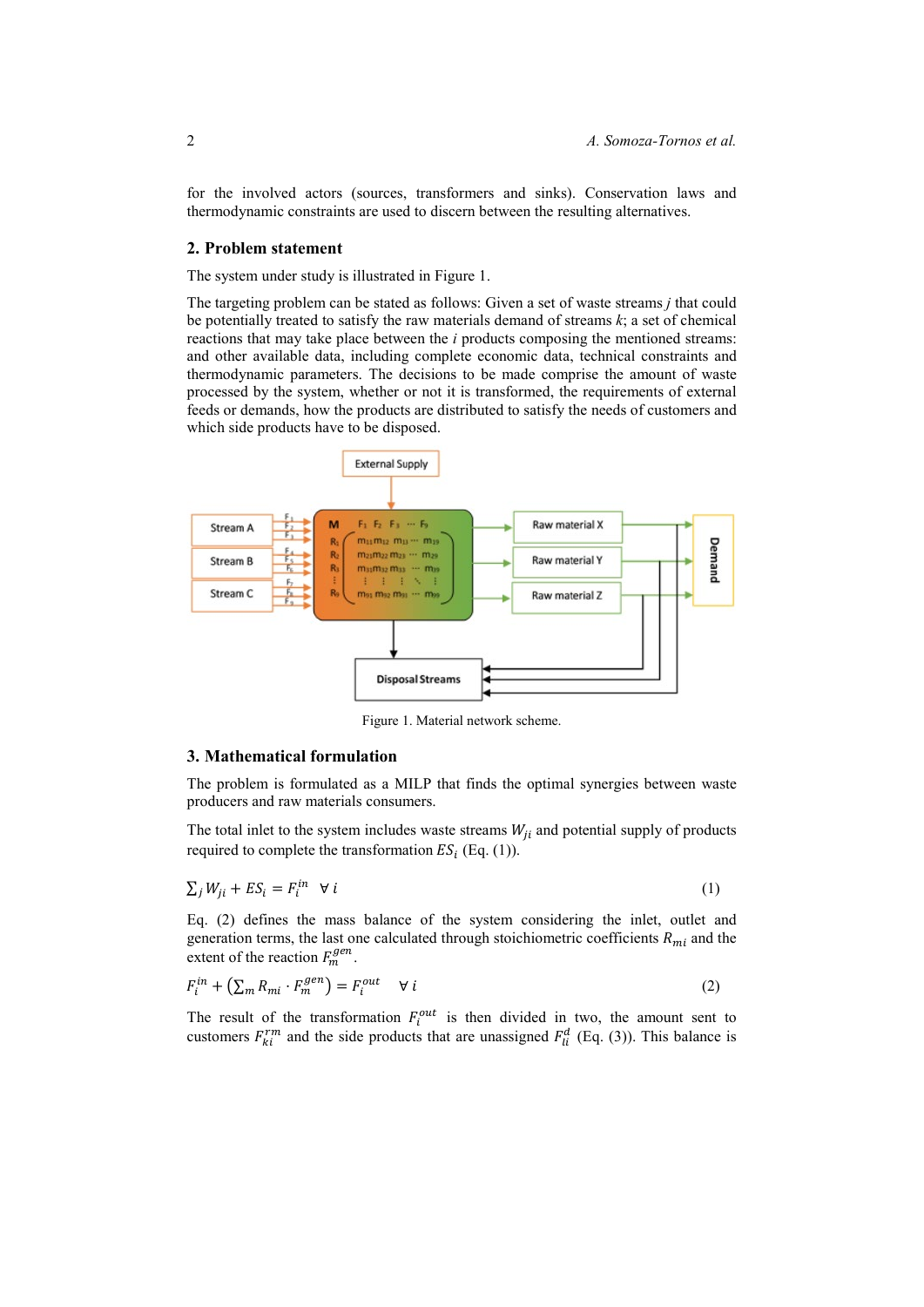for the involved actors (sources, transformers and sinks). Conservation laws and thermodynamic constraints are used to discern between the resulting alternatives.

## 2. Problem statement

The system under study is illustrated in Figure 1.

The targeting problem can be stated as follows: Given a set of waste streams *j* that could be potentially treated to satisfy the raw materials demand of streams *k*; a set of chemical reactions that may take place between the *i* products composing the mentioned streams: and other available data, including complete economic data, technical constraints and thermodynamic parameters. The decisions to be made comprise the amount of waste processed by the system, whether or not it is transformed, the requirements of external feeds or demands, how the products are distributed to satisfy the needs of customers and which side products have to be disposed.

Figure 1. Material network scheme.

## 3. Mathematical formulation

The problem is formulated as a MILP that finds the optimal synergies between waste producers and raw materials consumers.

The total inlet to the system includes waste streams $W_{ji}$ and potential supply of products required to complete the transformation $ES_i$ (Eq. (1)).

$$\sum_j W_{ji} + ES_i = F_i^{in} \quad \forall\, i \tag{1}$$

Eq. (2) defines the mass balance of the system considering the inlet, outlet and generation terms, the last one calculated through stoichiometric coefficients $R_{mi}$ and the extent of the reaction $F_m^{gen}$.

$$F_i^{in} + \left(\sum_m R_{mi} \cdot F_m^{gen}\right) = F_i^{out} \quad \forall\, i \tag{2}$$

The result of the transformation $F_i^{out}$ is then divided in two, the amount sent to customers $F_{ki}^{rm}$ and the side products that are unassigned $F_{li}^{d}$ (Eq. (3)). This balance is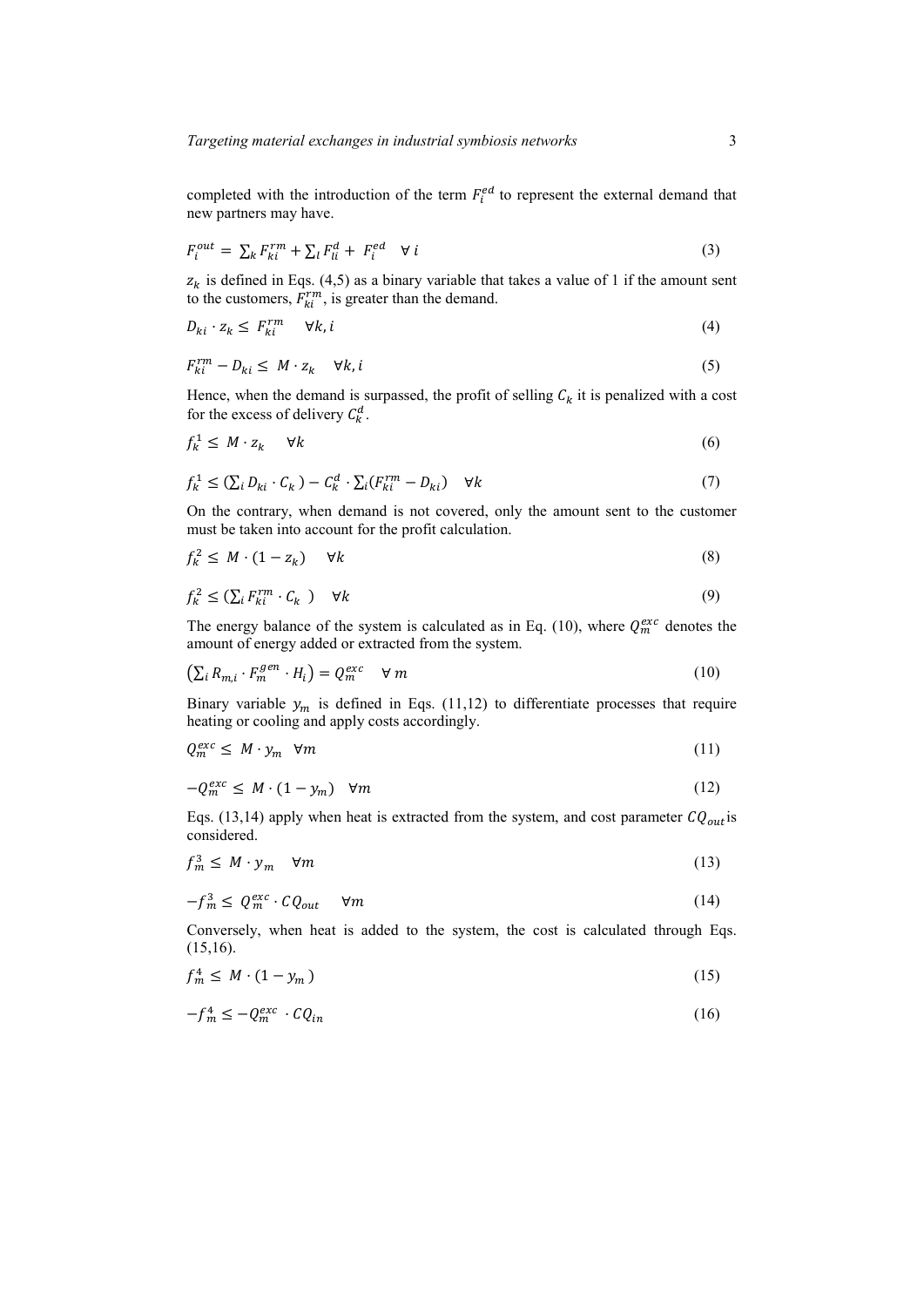completed with the introduction of the term $F_i^{ed}$ to represent the external demand that new partners may have.

$$F_i^{out} = \sum_k F_{ki}^{rm} + \sum_l F_{li}^{d} + F_i^{ed} \quad \forall\, i \tag{3}$$

$z_k$ is defined in Eqs. (4,5) as a binary variable that takes a value of 1 if the amount sent to the customers, $F_{ki}^{rm}$, is greater than the demand.

$$D_{ki} \cdot z_k \leq F_{ki}^{rm} \quad \forall k, i \tag{4}$$

$$F_{ki}^{rm} - D_{ki} \leq M \cdot z_k \quad \forall k, i \tag{5}$$

Hence, when the demand is surpassed, the profit of selling $C_k$ it is penalized with a cost for the excess of delivery $C_k^d$.

$$f_k^1 \leq M \cdot z_k \quad \forall k \tag{6}$$

$$f_k^1 \leq \left(\sum_i D_{ki} \cdot C_k\right) - C_k^d \cdot \sum_i (F_{ki}^{rm} - D_{ki}) \quad \forall k \tag{7}$$

On the contrary, when demand is not covered, only the amount sent to the customer must be taken into account for the profit calculation.

$$f_k^2 \leq M \cdot (1 - z_k) \quad \forall k \tag{8}$$

$$f_k^2 \leq \left(\sum_i F_{ki}^{rm} \cdot C_k\right) \quad \forall k \tag{9}$$

The energy balance of the system is calculated as in Eq. (10), where $Q_m^{exc}$ denotes the amount of energy added or extracted from the system.

$$\left(\sum_i R_{m,i} \cdot F_m^{gen} \cdot H_i\right) = Q_m^{exc} \quad \forall\, m \tag{10}$$

Binary variable $y_m$ is defined in Eqs. (11,12) to differentiate processes that require heating or cooling and apply costs accordingly.

$$Q_m^{exc} \leq M \cdot y_m \quad \forall m \tag{11}$$

$$-Q_m^{exc} \leq M \cdot (1 - y_m) \quad \forall m \tag{12}$$

Eqs. (13,14) apply when heat is extracted from the system, and cost parameter $CQ_{out}$ is considered.

$$f_m^3 \leq M \cdot y_m \quad \forall m \tag{13}$$

$$-f_m^3 \leq Q_m^{exc} \cdot CQ_{out} \quad \forall m \tag{14}$$

Conversely, when heat is added to the system, the cost is calculated through Eqs. (15,16).

$$f_m^4 \leq M \cdot (1 - y_m) \tag{15}$$

$$-f_m^4 \leq -Q_m^{exc} \cdot CQ_{in} \tag{16}$$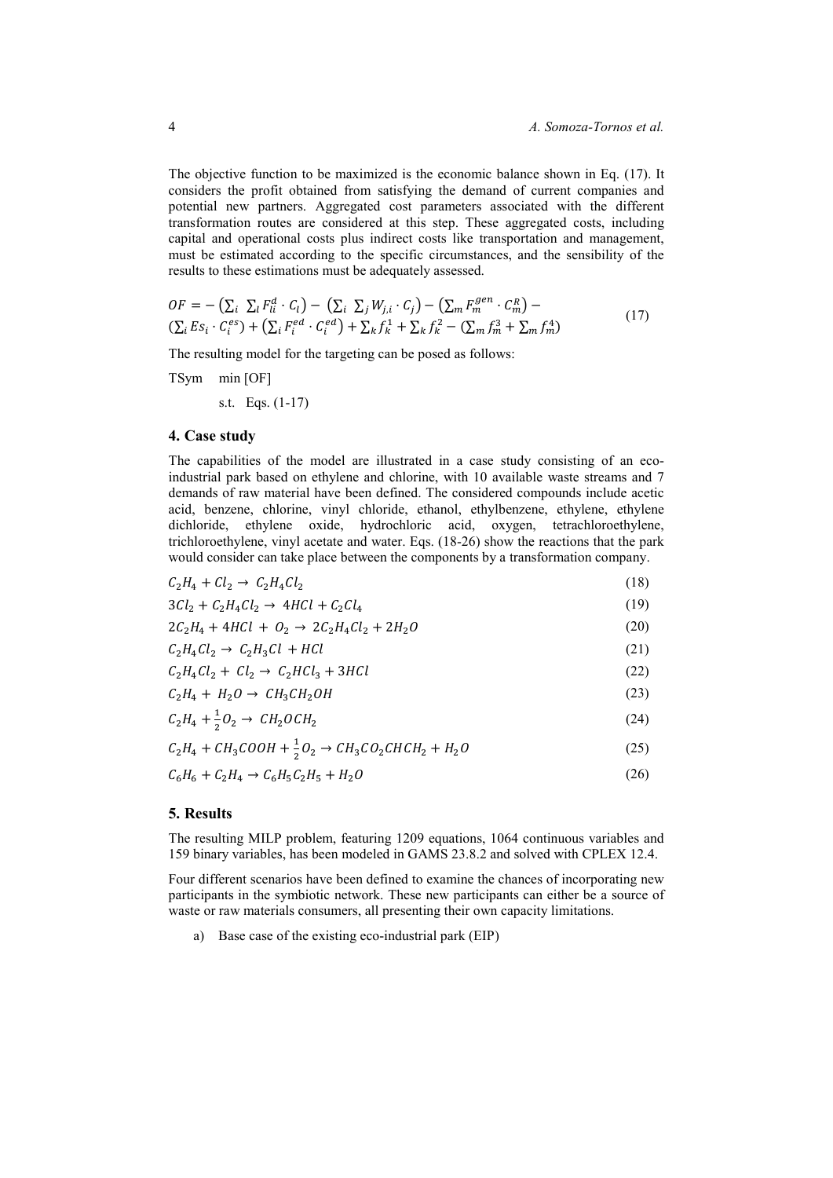The objective function to be maximized is the economic balance shown in Eq. (17). It considers the profit obtained from satisfying the demand of current companies and potential new partners. Aggregated cost parameters associated with the different transformation routes are considered at this step. These aggregated costs, including capital and operational costs plus indirect costs like transportation and management, must be estimated according to the specific circumstances, and the sensibility of the results to these estimations must be adequately assessed.

$$OF = -\left(\sum_i \sum_l F_{li}^d \cdot C_l\right) - \left(\sum_i \sum_j W_{j,i} \cdot C_j\right) - \left(\sum_m F_m^{gen} \cdot C_m^R\right) - \left(\sum_i Es_i \cdot C_i^{es}\right) + \left(\sum_i F_i^{ed} \cdot C_i^{ed}\right) + \sum_k f_k^1 + \sum_k f_k^2 - \left(\sum_m f_m^3 + \sum_m f_m^4\right) \quad (17)$$

The resulting model for the targeting can be posed as follows:

TSym min [OF]

s.t. Eqs. (1-17)

## 4. Case study

The capabilities of the model are illustrated in a case study consisting of an eco-industrial park based on ethylene and chlorine, with 10 available waste streams and 7 demands of raw material have been defined. The considered compounds include acetic acid, benzene, chlorine, vinyl chloride, ethanol, ethylbenzene, ethylene, ethylene dichloride, ethylene oxide, hydrochloric acid, oxygen, tetrachloroethylene, trichloroethylene, vinyl acetate and water. Eqs. (18-26) show the reactions that the park would consider can take place between the components by a transformation company.

$$C_2H_4 + Cl_2 \rightarrow C_2H_4Cl_2 \quad (18)$$

$$3Cl_2 + C_2H_4Cl_2 \rightarrow 4HCl + C_2Cl_4 \quad (19)$$

$$2C_2H_4 + 4HCl + O_2 \rightarrow 2C_2H_4Cl_2 + 2H_2O \quad (20)$$

$$C_2H_4Cl_2 \rightarrow C_2H_3Cl + HCl \quad (21)$$

$$C_2H_4Cl_2 + Cl_2 \rightarrow C_2HCl_3 + 3HCl \quad (22)$$

$$C_2H_4 + H_2O \rightarrow CH_3CH_2OH \quad (23)$$

$$C_2H_4 + \frac{1}{2}O_2 \rightarrow CH_2OCH_2 \quad (24)$$

$$C_2H_4 + CH_3COOH + \frac{1}{2}O_2 \rightarrow CH_3CO_2CHCH_2 + H_2O \quad (25)$$

$$C_6H_6 + C_2H_4 \rightarrow C_6H_5C_2H_5 + H_2O \quad (26)$$

## 5. Results

The resulting MILP problem, featuring 1209 equations, 1064 continuous variables and 159 binary variables, has been modeled in GAMS 23.8.2 and solved with CPLEX 12.4.

Four different scenarios have been defined to examine the chances of incorporating new participants in the symbiotic network. These new participants can either be a source of waste or raw materials consumers, all presenting their own capacity limitations.

a) Base case of the existing eco-industrial park (EIP)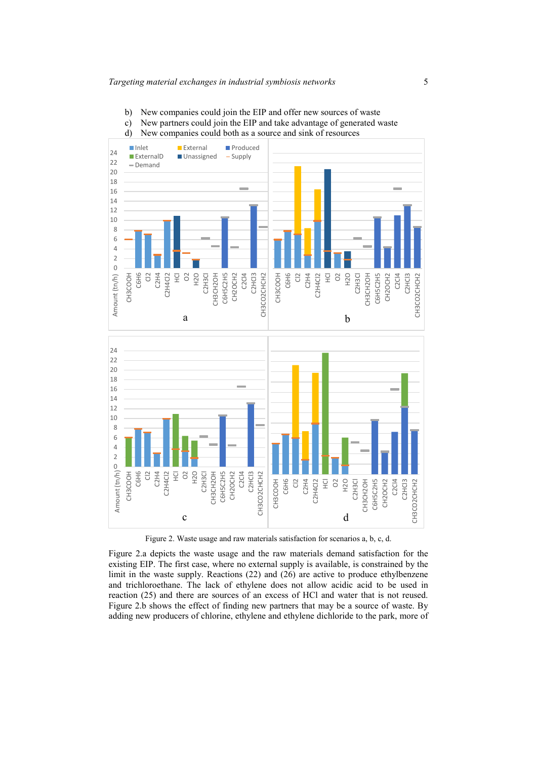b) New companies could join the EIP and offer new sources of waste
c) New partners could join the EIP and take advantage of generated waste
d) New companies could both as a source and sink of resources

Figure 2. Waste usage and raw materials satisfaction for scenarios a, b, c, d.

Figure 2.a depicts the waste usage and the raw materials demand satisfaction for the existing EIP. The first case, where no external supply is available, is constrained by the limit in the waste supply. Reactions (22) and (26) are active to produce ethylbenzene and trichloroethane. The lack of ethylene does not allow acidic acid to be used in reaction (25) and there are sources of an excess of HCl and water that is not reused. Figure 2.b shows the effect of finding new partners that may be a source of waste. By adding new producers of chlorine, ethylene and ethylene dichloride to the park, more of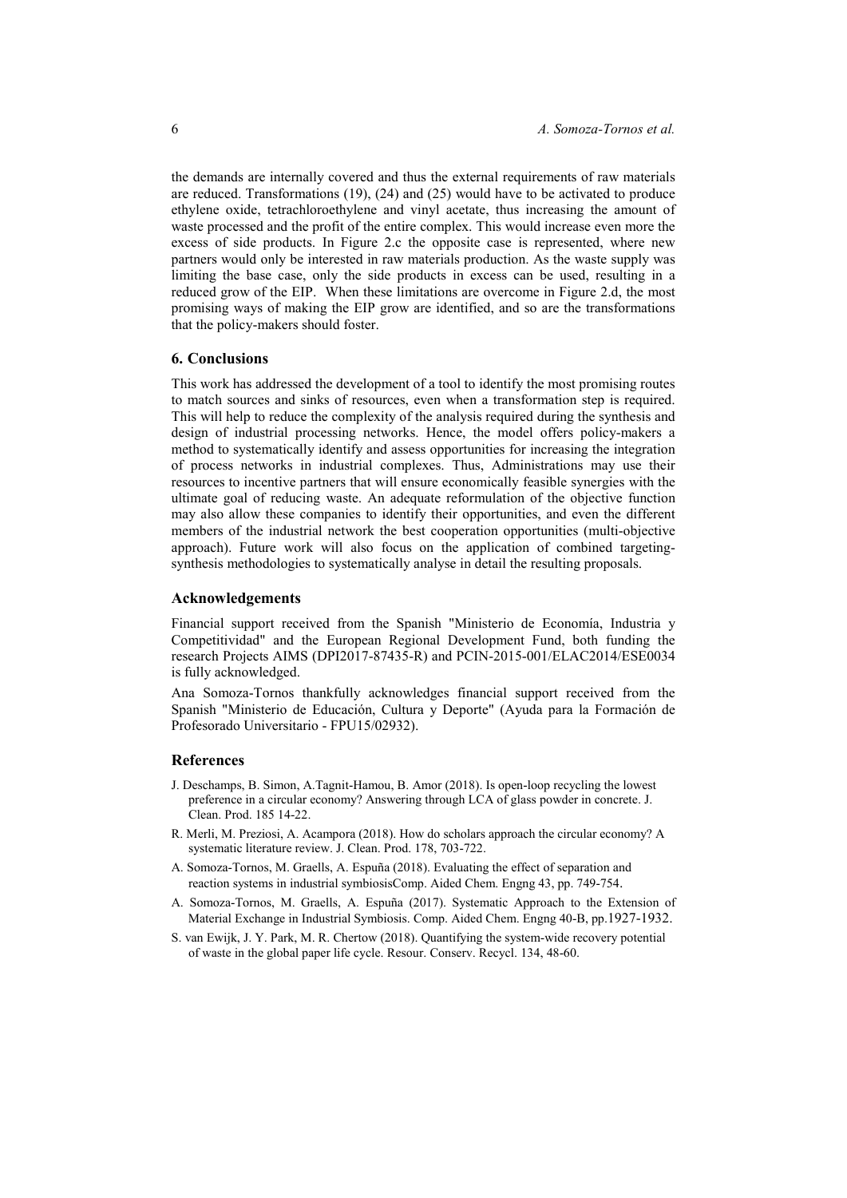the demands are internally covered and thus the external requirements of raw materials are reduced. Transformations (19), (24) and (25) would have to be activated to produce ethylene oxide, tetrachloroethylene and vinyl acetate, thus increasing the amount of waste processed and the profit of the entire complex. This would increase even more the excess of side products. In Figure 2.c the opposite case is represented, where new partners would only be interested in raw materials production. As the waste supply was limiting the base case, only the side products in excess can be used, resulting in a reduced grow of the EIP. When these limitations are overcome in Figure 2.d, the most promising ways of making the EIP grow are identified, and so are the transformations that the policy-makers should foster.

## 6. Conclusions

This work has addressed the development of a tool to identify the most promising routes to match sources and sinks of resources, even when a transformation step is required. This will help to reduce the complexity of the analysis required during the synthesis and design of industrial processing networks. Hence, the model offers policy-makers a method to systematically identify and assess opportunities for increasing the integration of process networks in industrial complexes. Thus, Administrations may use their resources to incentive partners that will ensure economically feasible synergies with the ultimate goal of reducing waste. An adequate reformulation of the objective function may also allow these companies to identify their opportunities, and even the different members of the industrial network the best cooperation opportunities (multi-objective approach). Future work will also focus on the application of combined targeting-synthesis methodologies to systematically analyse in detail the resulting proposals.

## Acknowledgements

Financial support received from the Spanish "Ministerio de Economía, Industria y Competitividad" and the European Regional Development Fund, both funding the research Projects AIMS (DPI2017-87435-R) and PCIN-2015-001/ELAC2014/ESE0034 is fully acknowledged.

Ana Somoza-Tornos thankfully acknowledges financial support received from the Spanish "Ministerio de Educación, Cultura y Deporte" (Ayuda para la Formación de Profesorado Universitario - FPU15/02932).

## References

J. Deschamps, B. Simon, A.Tagnit-Hamou, B. Amor (2018). Is open-loop recycling the lowest preference in a circular economy? Answering through LCA of glass powder in concrete. J. Clean. Prod. 185 14-22.

R. Merli, M. Preziosi, A. Acampora (2018). How do scholars approach the circular economy? A systematic literature review. J. Clean. Prod. 178, 703-722.

A. Somoza-Tornos, M. Graells, A. Espuña (2018). Evaluating the effect of separation and reaction systems in industrial symbiosisComp. Aided Chem. Engng 43, pp. 749-754.

A. Somoza-Tornos, M. Graells, A. Espuña (2017). Systematic Approach to the Extension of Material Exchange in Industrial Symbiosis. Comp. Aided Chem. Engng 40-B, pp.1927-1932.

S. van Ewijk, J. Y. Park, M. R. Chertow (2018). Quantifying the system-wide recovery potential of waste in the global paper life cycle. Resour. Conserv. Recycl. 134, 48-60.